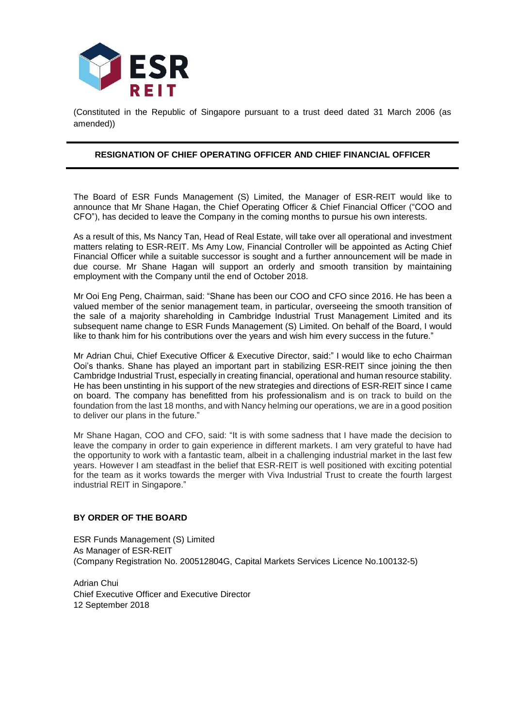ESR REIT

(Constituted in the Republic of Singapore pursuant to a trust deed dated 31 March 2006 (as amended))

## RESIGNATION OF CHIEF OPERATING OFFICER AND CHIEF FINANCIAL OFFICER

The Board of ESR Funds Management (S) Limited, the Manager of ESR-REIT would like to announce that Mr Shane Hagan, the Chief Operating Officer & Chief Financial Officer ("COO and CFO"), has decided to leave the Company in the coming months to pursue his own interests.

As a result of this, Ms Nancy Tan, Head of Real Estate, will take over all operational and investment matters relating to ESR-REIT. Ms Amy Low, Financial Controller will be appointed as Acting Chief Financial Officer while a suitable successor is sought and a further announcement will be made in due course. Mr Shane Hagan will support an orderly and smooth transition by maintaining employment with the Company until the end of October 2018.

Mr Ooi Eng Peng, Chairman, said: "Shane has been our COO and CFO since 2016. He has been a valued member of the senior management team, in particular, overseeing the smooth transition of the sale of a majority shareholding in Cambridge Industrial Trust Management Limited and its subsequent name change to ESR Funds Management (S) Limited. On behalf of the Board, I would like to thank him for his contributions over the years and wish him every success in the future."

Mr Adrian Chui, Chief Executive Officer & Executive Director, said:" I would like to echo Chairman Ooi's thanks. Shane has played an important part in stabilizing ESR-REIT since joining the then Cambridge Industrial Trust, especially in creating financial, operational and human resource stability. He has been unstinting in his support of the new strategies and directions of ESR-REIT since I came on board. The company has benefitted from his professionalism and is on track to build on the foundation from the last 18 months, and with Nancy helming our operations, we are in a good position to deliver our plans in the future."

Mr Shane Hagan, COO and CFO, said: "It is with some sadness that I have made the decision to leave the company in order to gain experience in different markets. I am very grateful to have had the opportunity to work with a fantastic team, albeit in a challenging industrial market in the last few years. However I am steadfast in the belief that ESR-REIT is well positioned with exciting potential for the team as it works towards the merger with Viva Industrial Trust to create the fourth largest industrial REIT in Singapore."

**BY ORDER OF THE BOARD**

ESR Funds Management (S) Limited
As Manager of ESR-REIT
(Company Registration No. 200512804G, Capital Markets Services Licence No.100132-5)

Adrian Chui
Chief Executive Officer and Executive Director
12 September 2018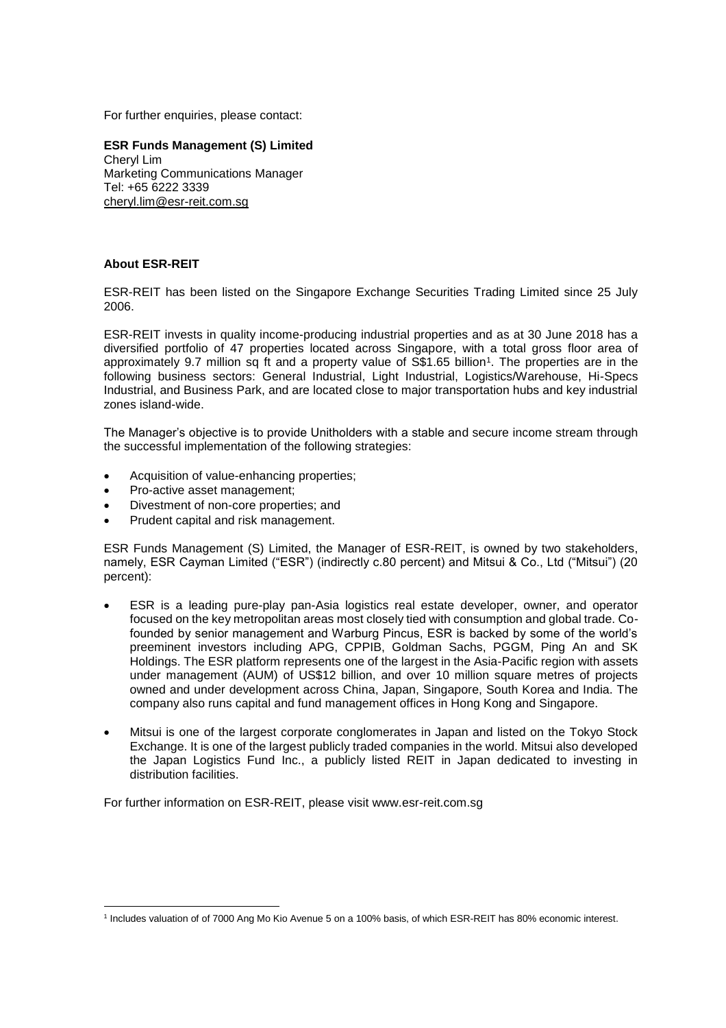For further enquiries, please contact:

**ESR Funds Management (S) Limited**
Cheryl Lim
Marketing Communications Manager
Tel: +65 6222 3339
cheryl.lim@esr-reit.com.sg

**About ESR-REIT**

ESR-REIT has been listed on the Singapore Exchange Securities Trading Limited since 25 July 2006.

ESR-REIT invests in quality income-producing industrial properties and as at 30 June 2018 has a diversified portfolio of 47 properties located across Singapore, with a total gross floor area of approximately 9.7 million sq ft and a property value of S$1.65 billion[1]. The properties are in the following business sectors: General Industrial, Light Industrial, Logistics/Warehouse, Hi-Specs Industrial, and Business Park, and are located close to major transportation hubs and key industrial zones island-wide.

The Manager's objective is to provide Unitholders with a stable and secure income stream through the successful implementation of the following strategies:

- Acquisition of value-enhancing properties;
- Pro-active asset management;
- Divestment of non-core properties; and
- Prudent capital and risk management.

ESR Funds Management (S) Limited, the Manager of ESR-REIT, is owned by two stakeholders, namely, ESR Cayman Limited ("ESR") (indirectly c.80 percent) and Mitsui & Co., Ltd ("Mitsui") (20 percent):

- ESR is a leading pure-play pan-Asia logistics real estate developer, owner, and operator focused on the key metropolitan areas most closely tied with consumption and global trade. Co-founded by senior management and Warburg Pincus, ESR is backed by some of the world's preeminent investors including APG, CPPIB, Goldman Sachs, PGGM, Ping An and SK Holdings. The ESR platform represents one of the largest in the Asia-Pacific region with assets under management (AUM) of US$12 billion, and over 10 million square metres of projects owned and under development across China, Japan, Singapore, South Korea and India. The company also runs capital and fund management offices in Hong Kong and Singapore.
- Mitsui is one of the largest corporate conglomerates in Japan and listed on the Tokyo Stock Exchange. It is one of the largest publicly traded companies in the world. Mitsui also developed the Japan Logistics Fund Inc., a publicly listed REIT in Japan dedicated to investing in distribution facilities.

For further information on ESR-REIT, please visit www.esr-reit.com.sg

[1] Includes valuation of of 7000 Ang Mo Kio Avenue 5 on a 100% basis, of which ESR-REIT has 80% economic interest.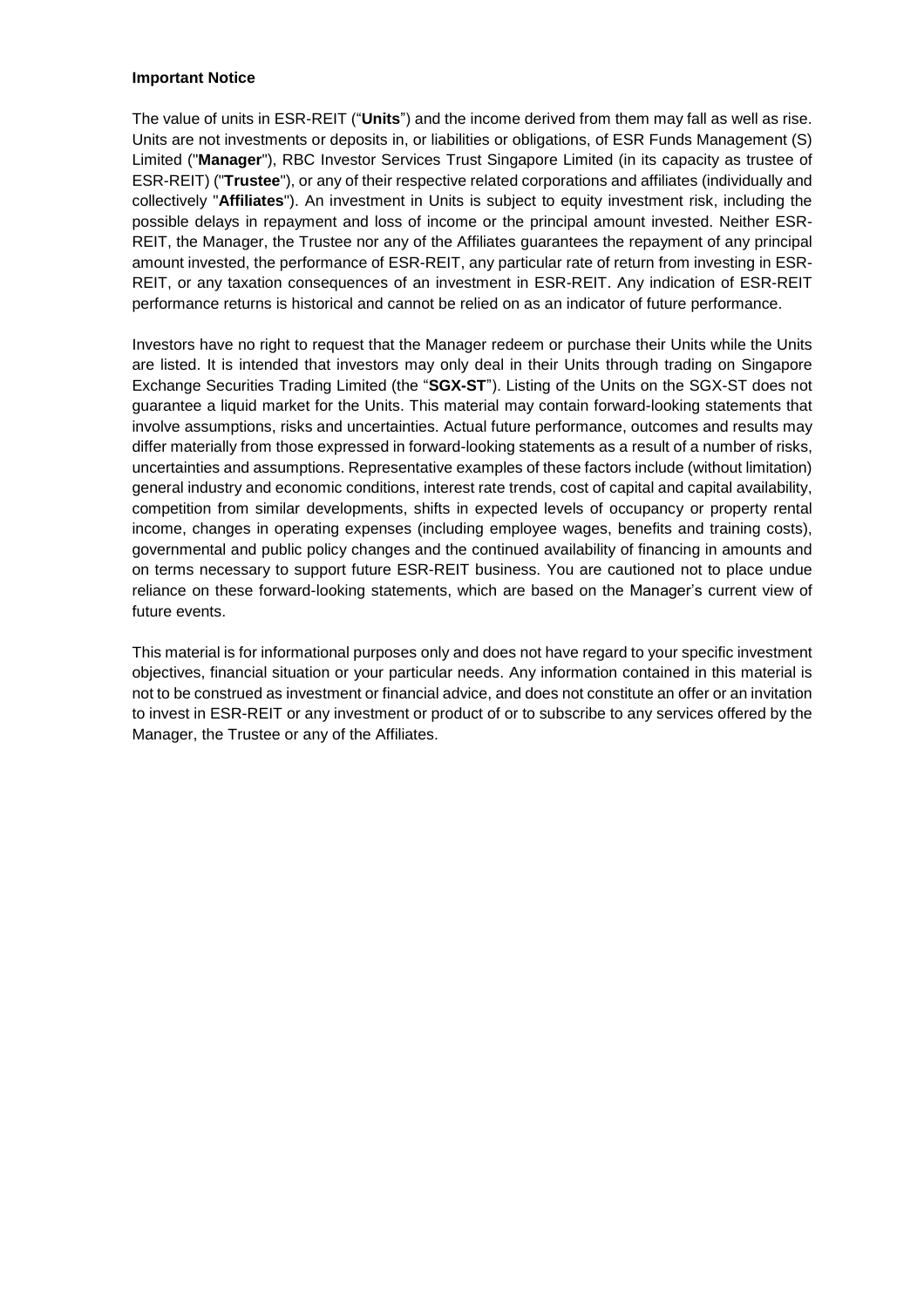**Important Notice**

The value of units in ESR-REIT ("**Units**") and the income derived from them may fall as well as rise. Units are not investments or deposits in, or liabilities or obligations, of ESR Funds Management (S) Limited ("**Manager**"), RBC Investor Services Trust Singapore Limited (in its capacity as trustee of ESR-REIT) ("**Trustee**"), or any of their respective related corporations and affiliates (individually and collectively "**Affiliates**"). An investment in Units is subject to equity investment risk, including the possible delays in repayment and loss of income or the principal amount invested. Neither ESR-REIT, the Manager, the Trustee nor any of the Affiliates guarantees the repayment of any principal amount invested, the performance of ESR-REIT, any particular rate of return from investing in ESR-REIT, or any taxation consequences of an investment in ESR-REIT. Any indication of ESR-REIT performance returns is historical and cannot be relied on as an indicator of future performance.

Investors have no right to request that the Manager redeem or purchase their Units while the Units are listed. It is intended that investors may only deal in their Units through trading on Singapore Exchange Securities Trading Limited (the "**SGX-ST**"). Listing of the Units on the SGX-ST does not guarantee a liquid market for the Units. This material may contain forward-looking statements that involve assumptions, risks and uncertainties. Actual future performance, outcomes and results may differ materially from those expressed in forward-looking statements as a result of a number of risks, uncertainties and assumptions. Representative examples of these factors include (without limitation) general industry and economic conditions, interest rate trends, cost of capital and capital availability, competition from similar developments, shifts in expected levels of occupancy or property rental income, changes in operating expenses (including employee wages, benefits and training costs), governmental and public policy changes and the continued availability of financing in amounts and on terms necessary to support future ESR-REIT business. You are cautioned not to place undue reliance on these forward-looking statements, which are based on the Manager's current view of future events.

This material is for informational purposes only and does not have regard to your specific investment objectives, financial situation or your particular needs. Any information contained in this material is not to be construed as investment or financial advice, and does not constitute an offer or an invitation to invest in ESR-REIT or any investment or product of or to subscribe to any services offered by the Manager, the Trustee or any of the Affiliates.